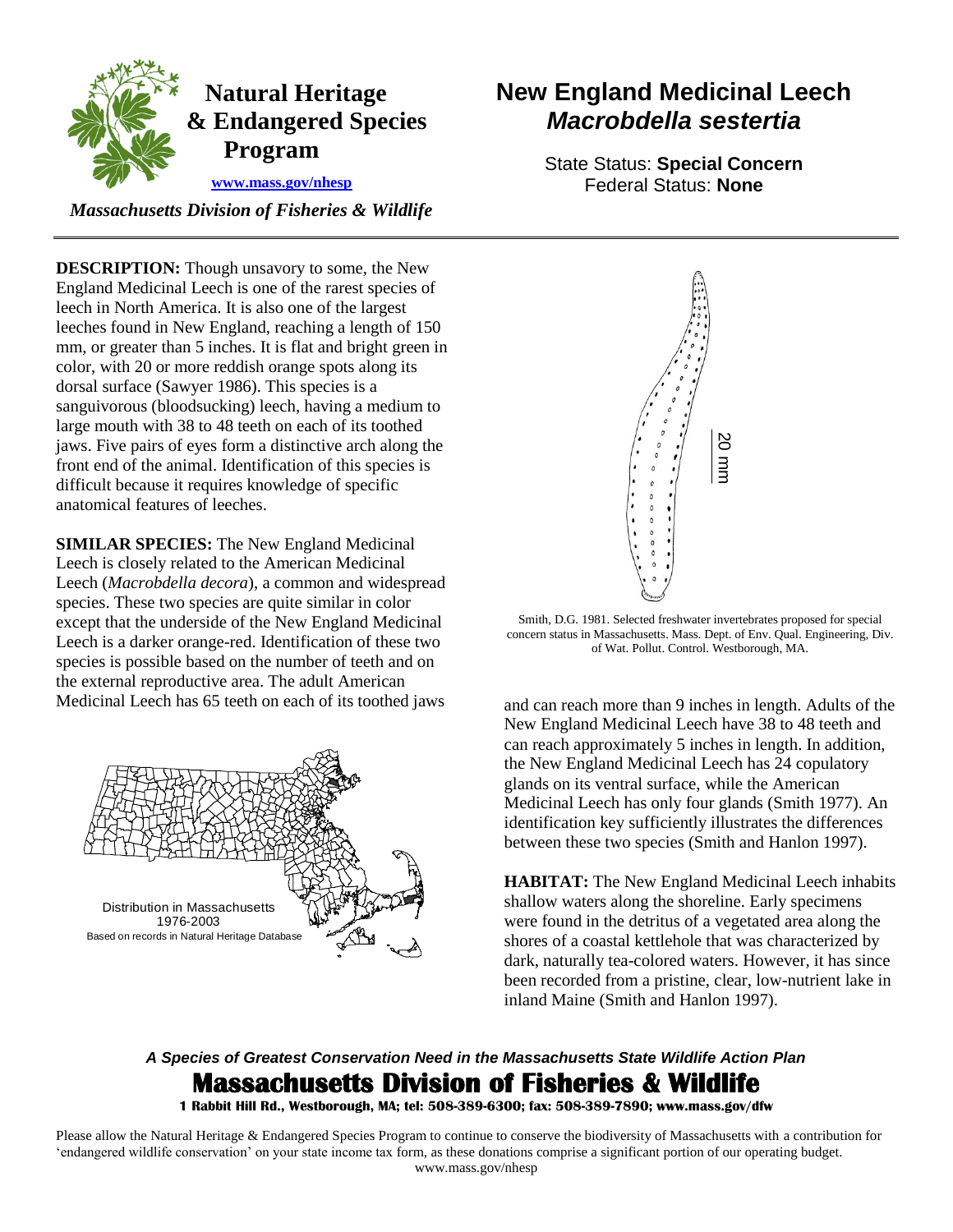# Natural Heritage & Endangered Species Program

www.mass.gov/nhesp

*Massachusetts Division of Fisheries & Wildlife*

# New England Medicinal Leech
## *Macrobdella sestertia*

State Status: **Special Concern**
Federal Status: **None**

**DESCRIPTION:** Though unsavory to some, the New England Medicinal Leech is one of the rarest species of leech in North America. It is also one of the largest leeches found in New England, reaching a length of 150 mm, or greater than 5 inches. It is flat and bright green in color, with 20 or more reddish orange spots along its dorsal surface (Sawyer 1986). This species is a sanguivorous (bloodsucking) leech, having a medium to large mouth with 38 to 48 teeth on each of its toothed jaws. Five pairs of eyes form a distinctive arch along the front end of the animal. Identification of this species is difficult because it requires knowledge of specific anatomical features of leeches.

20 mm

Smith, D.G. 1981. Selected freshwater invertebrates proposed for special concern status in Massachusetts. Mass. Dept. of Env. Qual. Engineering, Div. of Wat. Pollut. Control. Westborough, MA.

**SIMILAR SPECIES:** The New England Medicinal Leech is closely related to the American Medicinal Leech (*Macrobdella decora*), a common and widespread species. These two species are quite similar in color except that the underside of the New England Medicinal Leech is a darker orange-red. Identification of these two species is possible based on the number of teeth and on the external reproductive area. The adult American Medicinal Leech has 65 teeth on each of its toothed jaws and can reach more than 9 inches in length. Adults of the New England Medicinal Leech have 38 to 48 teeth and can reach approximately 5 inches in length. In addition, the New England Medicinal Leech has 24 copulatory glands on its ventral surface, while the American Medicinal Leech has only four glands (Smith 1977). An identification key sufficiently illustrates the differences between these two species (Smith and Hanlon 1997).

Distribution in Massachusetts
1976-2003
Based on records in Natural Heritage Database

**HABITAT:** The New England Medicinal Leech inhabits shallow waters along the shoreline. Early specimens were found in the detritus of a vegetated area along the shores of a coastal kettlehole that was characterized by dark, naturally tea-colored waters. However, it has since been recorded from a pristine, clear, low-nutrient lake in inland Maine (Smith and Hanlon 1997).

***A Species of Greatest Conservation Need in the Massachusetts State Wildlife Action Plan***

**Massachusetts Division of Fisheries & Wildlife**

**1 Rabbit Hill Rd., Westborough, MA; tel: 508-389-6300; fax: 508-389-7890; www.mass.gov/dfw**

Please allow the Natural Heritage & Endangered Species Program to continue to conserve the biodiversity of Massachusetts with a contribution for 'endangered wildlife conservation' on your state income tax form, as these donations comprise a significant portion of our operating budget.
www.mass.gov/nhesp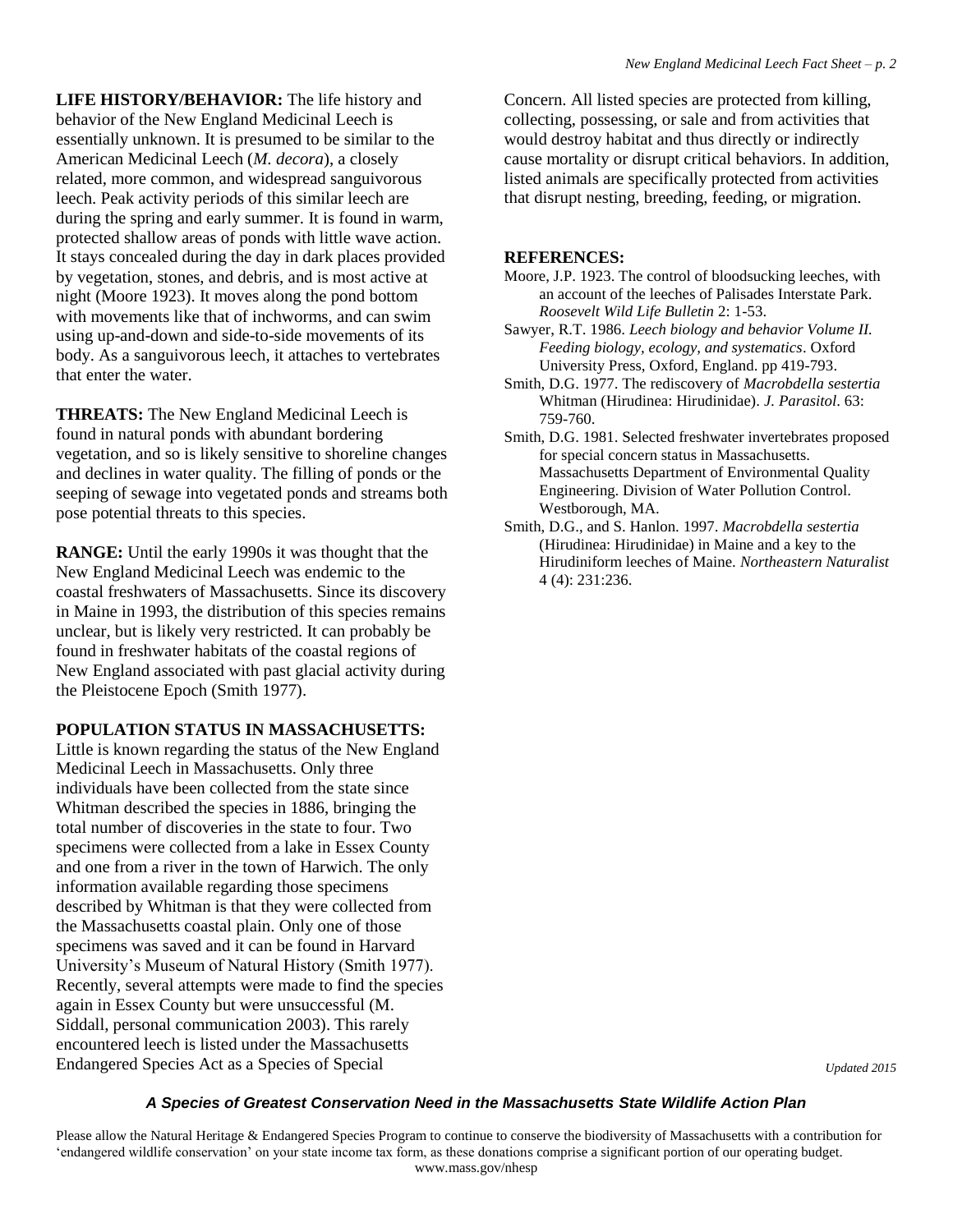**LIFE HISTORY/BEHAVIOR:** The life history and behavior of the New England Medicinal Leech is essentially unknown. It is presumed to be similar to the American Medicinal Leech (*M. decora*), a closely related, more common, and widespread sanguivorous leech. Peak activity periods of this similar leech are during the spring and early summer. It is found in warm, protected shallow areas of ponds with little wave action. It stays concealed during the day in dark places provided by vegetation, stones, and debris, and is most active at night (Moore 1923). It moves along the pond bottom with movements like that of inchworms, and can swim using up-and-down and side-to-side movements of its body. As a sanguivorous leech, it attaches to vertebrates that enter the water.

**THREATS:** The New England Medicinal Leech is found in natural ponds with abundant bordering vegetation, and so is likely sensitive to shoreline changes and declines in water quality. The filling of ponds or the seeping of sewage into vegetated ponds and streams both pose potential threats to this species.

**RANGE:** Until the early 1990s it was thought that the New England Medicinal Leech was endemic to the coastal freshwaters of Massachusetts. Since its discovery in Maine in 1993, the distribution of this species remains unclear, but is likely very restricted. It can probably be found in freshwater habitats of the coastal regions of New England associated with past glacial activity during the Pleistocene Epoch (Smith 1977).

**POPULATION STATUS IN MASSACHUSETTS:** Little is known regarding the status of the New England Medicinal Leech in Massachusetts. Only three individuals have been collected from the state since Whitman described the species in 1886, bringing the total number of discoveries in the state to four. Two specimens were collected from a lake in Essex County and one from a river in the town of Harwich. The only information available regarding those specimens described by Whitman is that they were collected from the Massachusetts coastal plain. Only one of those specimens was saved and it can be found in Harvard University's Museum of Natural History (Smith 1977). Recently, several attempts were made to find the species again in Essex County but were unsuccessful (M. Siddall, personal communication 2003). This rarely encountered leech is listed under the Massachusetts Endangered Species Act as a Species of Special Concern. All listed species are protected from killing, collecting, possessing, or sale and from activities that would destroy habitat and thus directly or indirectly cause mortality or disrupt critical behaviors. In addition, listed animals are specifically protected from activities that disrupt nesting, breeding, feeding, or migration.

**REFERENCES:**

Moore, J.P. 1923. The control of bloodsucking leeches, with an account of the leeches of Palisades Interstate Park. *Roosevelt Wild Life Bulletin* 2: 1-53.

Sawyer, R.T. 1986. *Leech biology and behavior Volume II. Feeding biology, ecology, and systematics*. Oxford University Press, Oxford, England. pp 419-793.

Smith, D.G. 1977. The rediscovery of *Macrobdella sestertia* Whitman (Hirudinea: Hirudinidae). *J. Parasitol*. 63: 759-760.

Smith, D.G. 1981. Selected freshwater invertebrates proposed for special concern status in Massachusetts. Massachusetts Department of Environmental Quality Engineering. Division of Water Pollution Control. Westborough, MA.

Smith, D.G., and S. Hanlon. 1997. *Macrobdella sestertia* (Hirudinea: Hirudinidae) in Maine and a key to the Hirudiniform leeches of Maine. *Northeastern Naturalist* 4 (4): 231:236.

*Updated 2015*

***A Species of Greatest Conservation Need in the Massachusetts State Wildlife Action Plan***

Please allow the Natural Heritage & Endangered Species Program to continue to conserve the biodiversity of Massachusetts with a contribution for 'endangered wildlife conservation' on your state income tax form, as these donations comprise a significant portion of our operating budget. www.mass.gov/nhesp